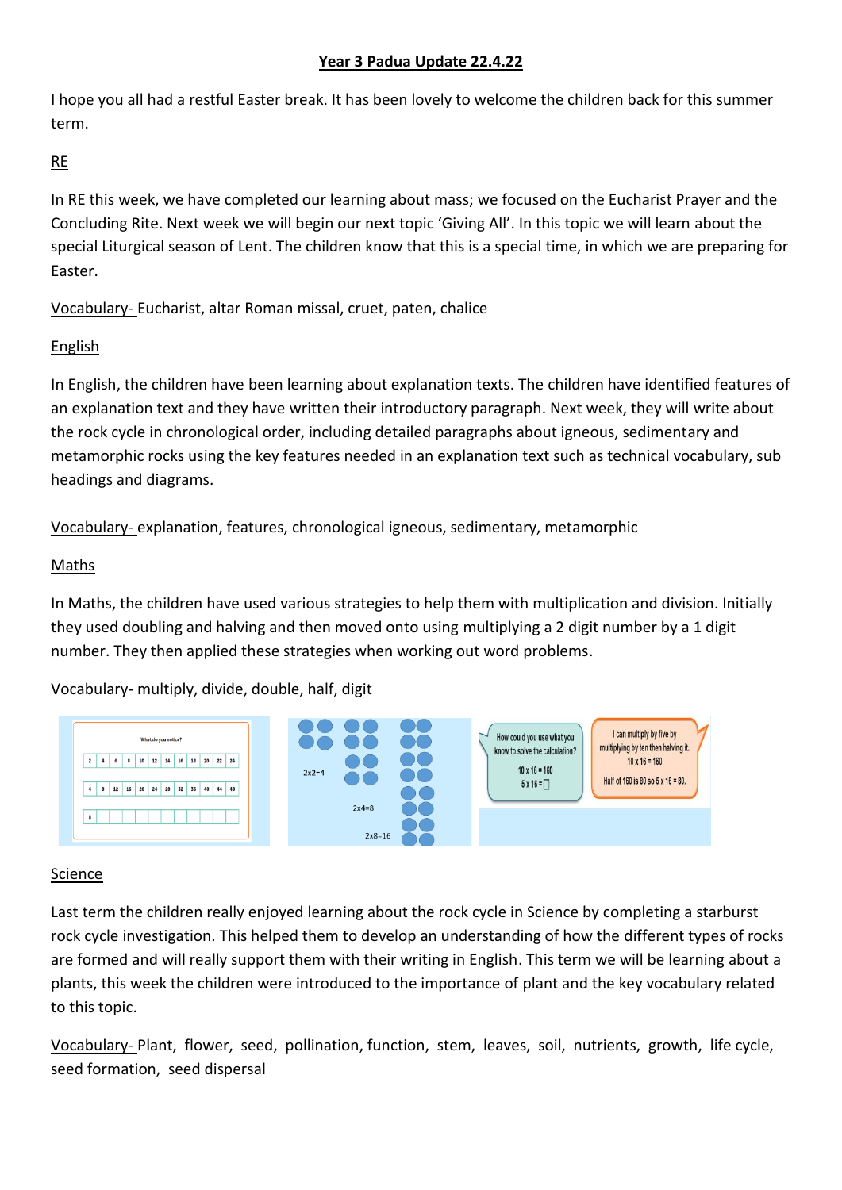# Year 3 Padua Update 22.4.22

I hope you all had a restful Easter break. It has been lovely to welcome the children back for this summer term.

## RE

In RE this week, we have completed our learning about mass; we focused on the Eucharist Prayer and the Concluding Rite. Next week we will begin our next topic 'Giving All'. In this topic we will learn about the special Liturgical season of Lent. The children know that this is a special time, in which we are preparing for Easter.

Vocabulary- Eucharist, altar Roman missal, cruet, paten, chalice

## English

In English, the children have been learning about explanation texts. The children have identified features of an explanation text and they have written their introductory paragraph. Next week, they will write about the rock cycle in chronological order, including detailed paragraphs about igneous, sedimentary and metamorphic rocks using the key features needed in an explanation text such as technical vocabulary, sub headings and diagrams.

Vocabulary- explanation, features, chronological igneous, sedimentary, metamorphic

## Maths

In Maths, the children have used various strategies to help them with multiplication and division. Initially they used doubling and halving and then moved onto using multiplying a 2 digit number by a 1 digit number. They then applied these strategies when working out word problems.

Vocabulary- multiply, divide, double, half, digit

## Science

Last term the children really enjoyed learning about the rock cycle in Science by completing a starburst rock cycle investigation. This helped them to develop an understanding of how the different types of rocks are formed and will really support them with their writing in English. This term we will be learning about a plants, this week the children were introduced to the importance of plant and the key vocabulary related to this topic.

Vocabulary- Plant, flower, seed, pollination, function, stem, leaves, soil, nutrients, growth, life cycle, seed formation, seed dispersal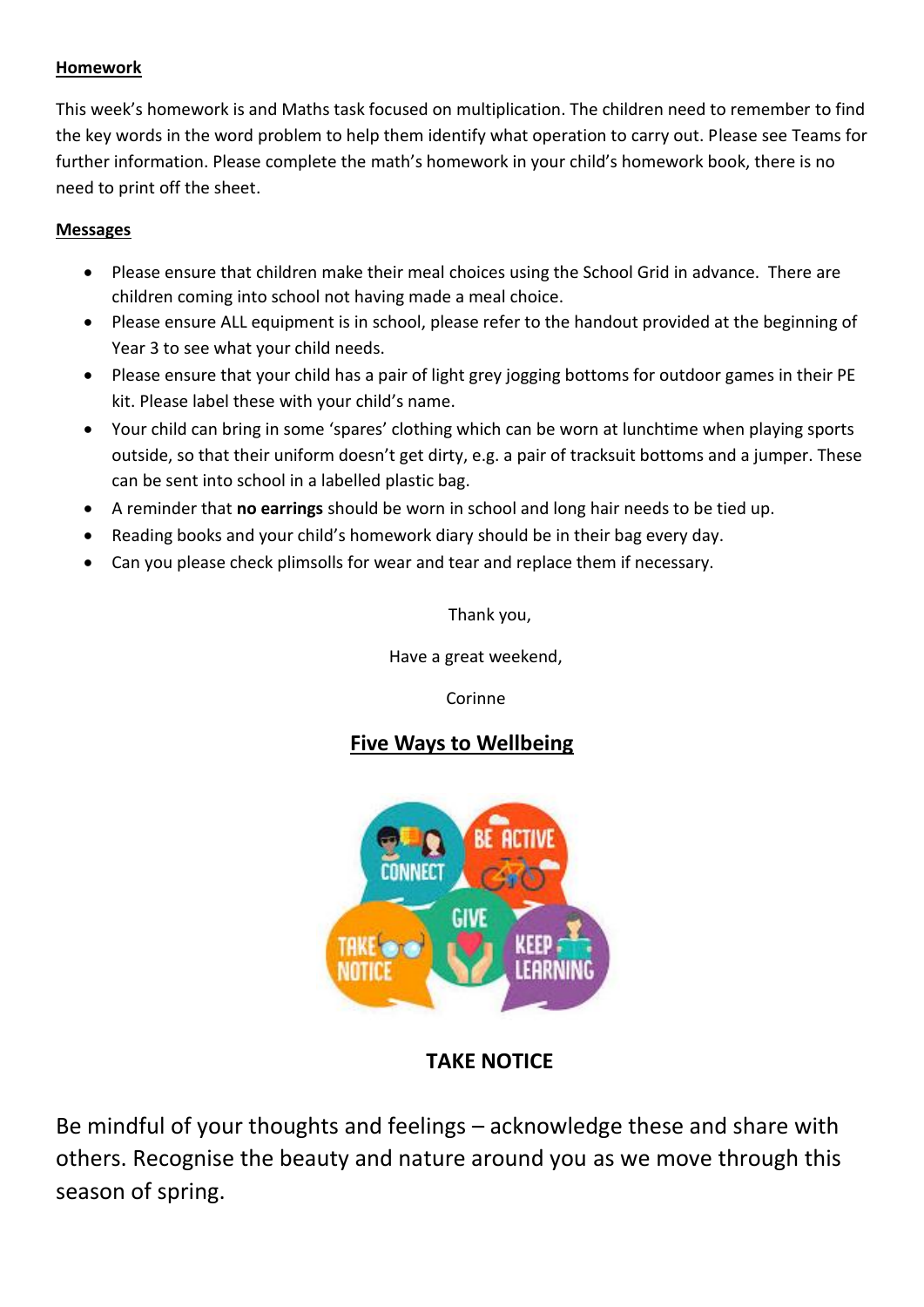**Homework**

This week's homework is and Maths task focused on multiplication. The children need to remember to find the key words in the word problem to help them identify what operation to carry out. Please see Teams for further information. Please complete the math's homework in your child's homework book, there is no need to print off the sheet.

**Messages**

- Please ensure that children make their meal choices using the School Grid in advance. There are children coming into school not having made a meal choice.
- Please ensure ALL equipment is in school, please refer to the handout provided at the beginning of Year 3 to see what your child needs.
- Please ensure that your child has a pair of light grey jogging bottoms for outdoor games in their PE kit. Please label these with your child's name.
- Your child can bring in some 'spares' clothing which can be worn at lunchtime when playing sports outside, so that their uniform doesn't get dirty, e.g. a pair of tracksuit bottoms and a jumper. These can be sent into school in a labelled plastic bag.
- A reminder that **no earrings** should be worn in school and long hair needs to be tied up.
- Reading books and your child's homework diary should be in their bag every day.
- Can you please check plimsolls for wear and tear and replace them if necessary.

Thank you,

Have a great weekend,

Corinne

## Five Ways to Wellbeing

CONNECT
BE ACTIVE
GIVE
TAKE NOTICE
KEEP LEARNING

**TAKE NOTICE**

Be mindful of your thoughts and feelings – acknowledge these and share with others. Recognise the beauty and nature around you as we move through this season of spring.